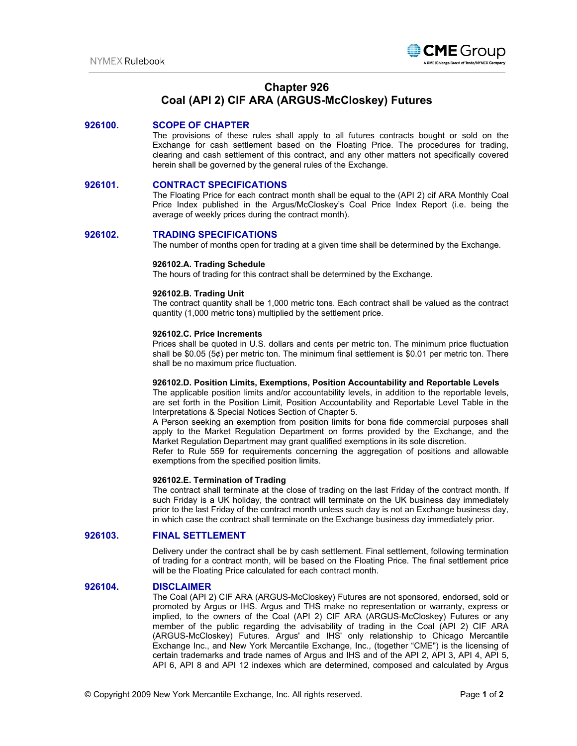# Chapter 926
# Coal (API 2) CIF ARA (ARGUS-McCloskey) Futures

## 926100. SCOPE OF CHAPTER

The provisions of these rules shall apply to all futures contracts bought or sold on the Exchange for cash settlement based on the Floating Price. The procedures for trading, clearing and cash settlement of this contract, and any other matters not specifically covered herein shall be governed by the general rules of the Exchange.

## 926101. CONTRACT SPECIFICATIONS

The Floating Price for each contract month shall be equal to the (API 2) cif ARA Monthly Coal Price Index published in the Argus/McCloskey's Coal Price Index Report (i.e. being the average of weekly prices during the contract month).

## 926102. TRADING SPECIFICATIONS

The number of months open for trading at a given time shall be determined by the Exchange.

### 926102.A. Trading Schedule

The hours of trading for this contract shall be determined by the Exchange.

### 926102.B. Trading Unit

The contract quantity shall be 1,000 metric tons. Each contract shall be valued as the contract quantity (1,000 metric tons) multiplied by the settlement price.

### 926102.C. Price Increments

Prices shall be quoted in U.S. dollars and cents per metric ton. The minimum price fluctuation shall be $0.05 (5¢) per metric ton. The minimum final settlement is $0.01 per metric ton. There shall be no maximum price fluctuation.

### 926102.D. Position Limits, Exemptions, Position Accountability and Reportable Levels

The applicable position limits and/or accountability levels, in addition to the reportable levels, are set forth in the Position Limit, Position Accountability and Reportable Level Table in the Interpretations & Special Notices Section of Chapter 5.

A Person seeking an exemption from position limits for bona fide commercial purposes shall apply to the Market Regulation Department on forms provided by the Exchange, and the Market Regulation Department may grant qualified exemptions in its sole discretion.

Refer to Rule 559 for requirements concerning the aggregation of positions and allowable exemptions from the specified position limits.

### 926102.E. Termination of Trading

The contract shall terminate at the close of trading on the last Friday of the contract month. If such Friday is a UK holiday, the contract will terminate on the UK business day immediately prior to the last Friday of the contract month unless such day is not an Exchange business day, in which case the contract shall terminate on the Exchange business day immediately prior.

## 926103. FINAL SETTLEMENT

Delivery under the contract shall be by cash settlement. Final settlement, following termination of trading for a contract month, will be based on the Floating Price. The final settlement price will be the Floating Price calculated for each contract month.

## 926104. DISCLAIMER

The Coal (API 2) CIF ARA (ARGUS-McCloskey) Futures are not sponsored, endorsed, sold or promoted by Argus or IHS. Argus and THS make no representation or warranty, express or implied, to the owners of the Coal (API 2) CIF ARA (ARGUS-McCloskey) Futures or any member of the public regarding the advisability of trading in the Coal (API 2) CIF ARA (ARGUS-McCloskey) Futures. Argus' and IHS' only relationship to Chicago Mercantile Exchange Inc., and New York Mercantile Exchange, Inc., (together "CME") is the licensing of certain trademarks and trade names of Argus and IHS and of the API 2, API 3, API 4, API 5, API 6, API 8 and API 12 indexes which are determined, composed and calculated by Argus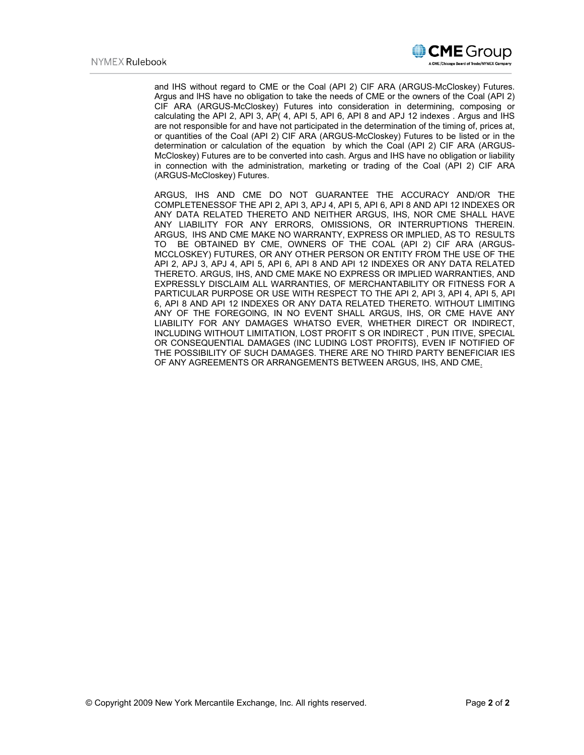and IHS without regard to CME or the Coal (API 2) CIF ARA (ARGUS-McCloskey) Futures. Argus and IHS have no obligation to take the needs of CME or the owners of the Coal (API 2) CIF ARA (ARGUS-McCloskey) Futures into consideration in determining, composing or calculating the API 2, API 3, AP( 4, API 5, API 6, API 8 and APJ 12 indexes . Argus and IHS are not responsible for and have not participated in the determination of the timing of, prices at, or quantities of the Coal (API 2) CIF ARA (ARGUS-McCloskey) Futures to be listed or in the determination or calculation of the equation by which the Coal (API 2) CIF ARA (ARGUS-McCloskey) Futures are to be converted into cash. Argus and IHS have no obligation or liability in connection with the administration, marketing or trading of the Coal (API 2) CIF ARA (ARGUS-McCloskey) Futures.

ARGUS, IHS AND CME DO NOT GUARANTEE THE ACCURACY AND/OR THE COMPLETENESSOF THE API 2, API 3, APJ 4, API 5, API 6, API 8 AND API 12 INDEXES OR ANY DATA RELATED THERETO AND NEITHER ARGUS, IHS, NOR CME SHALL HAVE ANY LIABILITY FOR ANY ERRORS, OMISSIONS, OR INTERRUPTIONS THEREIN. ARGUS, IHS AND CME MAKE NO WARRANTY, EXPRESS OR IMPLIED, AS TO RESULTS TO BE OBTAINED BY CME, OWNERS OF THE COAL (API 2) CIF ARA (ARGUS-MCCLOSKEY) FUTURES, OR ANY OTHER PERSON OR ENTITY FROM THE USE OF THE API 2, APJ 3, APJ 4, API 5, API 6, API 8 AND API 12 INDEXES OR ANY DATA RELATED THERETO. ARGUS, IHS, AND CME MAKE NO EXPRESS OR IMPLIED WARRANTIES, AND EXPRESSLY DISCLAIM ALL WARRANTIES, OF MERCHANTABILITY OR FITNESS FOR A PARTICULAR PURPOSE OR USE WITH RESPECT TO THE API 2, API 3, API 4, API 5, API 6, API 8 AND API 12 INDEXES OR ANY DATA RELATED THERETO. WITHOUT LIMITING ANY OF THE FOREGOING, IN NO EVENT SHALL ARGUS, IHS, OR CME HAVE ANY LIABILITY FOR ANY DAMAGES WHATSO EVER, WHETHER DIRECT OR INDIRECT, INCLUDING WITHOUT LIMITATION, LOST PROFIT S OR INDIRECT , PUN ITIVE, SPECIAL OR CONSEQUENTIAL DAMAGES (INC LUDING LOST PROFITS}, EVEN IF NOTIFIED OF THE POSSIBILITY OF SUCH DAMAGES. THERE ARE NO THIRD PARTY BENEFICIAR IES OF ANY AGREEMENTS OR ARRANGEMENTS BETWEEN ARGUS, IHS, AND CME.